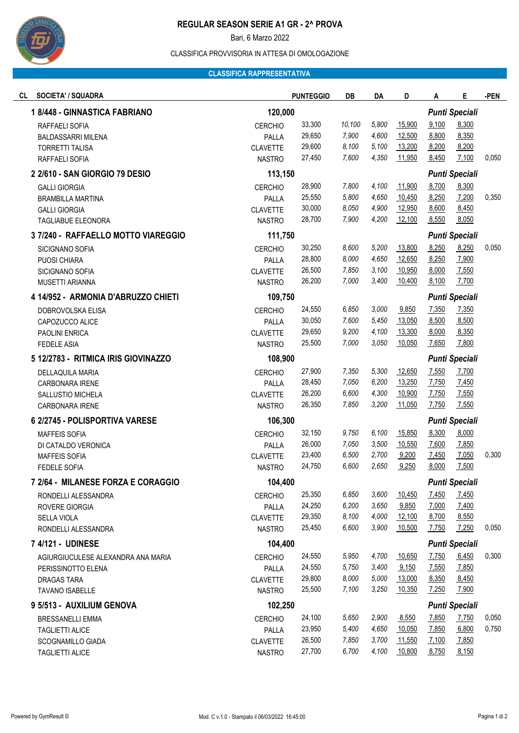# REGULAR SEASON SERIE A1 GR - 2^ PROVA

Bari, 6 Marzo 2022

CLASSIFICA PROVVISORIA IN ATTESA DI OMOLOGAZIONE

## CLASSIFICA RAPPRESENTATIVA

| CL | SOCIETA' / SQUADRA | | PUNTEGGIO | DB | DA | D | A | E | -PEN |
|---|---|---|---|---|---|---|---|---|---|
| **1** | **8/448 - GINNASTICA FABRIANO** | | **120,000** | | | | ***Punti Speciali*** | | |
| | RAFFAELI SOFIA | CERCHIO | 33,300 | 10,100 | 5,800 | 15,900 | 9,100 | 8,300 | |
| | BALDASSARRI MILENA | PALLA | 29,650 | 7,900 | 4,600 | 12,500 | 8,800 | 8,350 | |
| | TORRETTI TALISA | CLAVETTE | 29,600 | 8,100 | 5,100 | 13,200 | 8,200 | 8,200 | |
| | RAFFAELI SOFIA | NASTRO | 27,450 | 7,600 | 4,350 | 11,950 | 8,450 | 7,100 | 0,050 |
| **2** | **2/610 - SAN GIORGIO 79 DESIO** | | **113,150** | | | | ***Punti Speciali*** | | |
| | GALLI GIORGIA | CERCHIO | 28,900 | 7,800 | 4,100 | 11,900 | 8,700 | 8,300 | |
| | BRAMBILLA MARTINA | PALLA | 25,550 | 5,800 | 4,650 | 10,450 | 8,250 | 7,200 | 0,350 |
| | GALLI GIORGIA | CLAVETTE | 30,000 | 8,050 | 4,900 | 12,950 | 8,600 | 8,450 | |
| | TAGLIABUE ELEONORA | NASTRO | 28,700 | 7,900 | 4,200 | 12,100 | 8,550 | 8,050 | |
| **3** | **7/240 - RAFFAELLO MOTTO VIAREGGIO** | | **111,750** | | | | ***Punti Speciali*** | | |
| | SICIGNANO SOFIA | CERCHIO | 30,250 | 8,600 | 5,200 | 13,800 | 8,250 | 8,250 | 0,050 |
| | PUOSI CHIARA | PALLA | 28,800 | 8,000 | 4,650 | 12,650 | 8,250 | 7,900 | |
| | SICIGNANO SOFIA | CLAVETTE | 26,500 | 7,850 | 3,100 | 10,950 | 8,000 | 7,550 | |
| | MUSETTI ARIANNA | NASTRO | 26,200 | 7,000 | 3,400 | 10,400 | 8,100 | 7,700 | |
| **4** | **14/952 - ARMONIA D'ABRUZZO CHIETI** | | **109,750** | | | | ***Punti Speciali*** | | |
| | DOBROVOLSKA ELISA | CERCHIO | 24,550 | 6,850 | 3,000 | 9,850 | 7,350 | 7,350 | |
| | CAPOZUCCO ALICE | PALLA | 30,050 | 7,600 | 5,450 | 13,050 | 8,500 | 8,500 | |
| | PAOLINI ENRICA | CLAVETTE | 29,650 | 9,200 | 4,100 | 13,300 | 8,000 | 8,350 | |
| | FEDELE ASIA | NASTRO | 25,500 | 7,000 | 3,050 | 10,050 | 7,650 | 7,800 | |
| **5** | **12/2783 - RITMICA IRIS GIOVINAZZO** | | **108,900** | | | | ***Punti Speciali*** | | |
| | DELLAQUILA MARIA | CERCHIO | 27,900 | 7,350 | 5,300 | 12,650 | 7,550 | 7,700 | |
| | CARBONARA IRENE | PALLA | 28,450 | 7,050 | 6,200 | 13,250 | 7,750 | 7,450 | |
| | SALLUSTIO MICHELA | CLAVETTE | 26,200 | 6,600 | 4,300 | 10,900 | 7,750 | 7,550 | |
| | CARBONARA IRENE | NASTRO | 26,350 | 7,850 | 3,200 | 11,050 | 7,750 | 7,550 | |
| **6** | **2/2745 - POLISPORTIVA VARESE** | | **106,300** | | | | ***Punti Speciali*** | | |
| | MAFFEIS SOFIA | CERCHIO | 32,150 | 9,750 | 6,100 | 15,850 | 8,300 | 8,000 | |
| | DI CATALDO VERONICA | PALLA | 26,000 | 7,050 | 3,500 | 10,550 | 7,600 | 7,850 | |
| | MAFFEIS SOFIA | CLAVETTE | 23,400 | 6,500 | 2,700 | 9,200 | 7,450 | 7,050 | 0,300 |
| | FEDELE SOFIA | NASTRO | 24,750 | 6,600 | 2,650 | 9,250 | 8,000 | 7,500 | |
| **7** | **2/64 - MILANESE FORZA E CORAGGIO** | | **104,400** | | | | ***Punti Speciali*** | | |
| | RONDELLI ALESSANDRA | CERCHIO | 25,350 | 6,850 | 3,600 | 10,450 | 7,450 | 7,450 | |
| | ROVERE GIORGIA | PALLA | 24,250 | 6,200 | 3,650 | 9,850 | 7,000 | 7,400 | |
| | SELLA VIOLA | CLAVETTE | 29,350 | 8,100 | 4,000 | 12,100 | 8,700 | 8,550 | |
| | RONDELLI ALESSANDRA | NASTRO | 25,450 | 6,600 | 3,900 | 10,500 | 7,750 | 7,250 | 0,050 |
| **7** | **4/121 - UDINESE** | | **104,400** | | | | ***Punti Speciali*** | | |
| | AGIURGIUCULESE ALEXANDRA ANA MARIA | CERCHIO | 24,550 | 5,950 | 4,700 | 10,650 | 7,750 | 6,450 | 0,300 |
| | PERISSINOTTO ELENA | PALLA | 24,550 | 5,750 | 3,400 | 9,150 | 7,550 | 7,850 | |
| | DRAGAS TARA | CLAVETTE | 29,800 | 8,000 | 5,000 | 13,000 | 8,350 | 8,450 | |
| | TAVANO ISABELLE | NASTRO | 25,500 | 7,100 | 3,250 | 10,350 | 7,250 | 7,900 | |
| **9** | **5/513 - AUXILIUM GENOVA** | | **102,250** | | | | ***Punti Speciali*** | | |
| | BRESSANELLI EMMA | CERCHIO | 24,100 | 5,650 | 2,900 | 8,550 | 7,850 | 7,750 | 0,050 |
| | TAGLIETTI ALICE | PALLA | 23,950 | 5,400 | 4,650 | 10,050 | 7,850 | 6,800 | 0,750 |
| | SCOGNAMILLO GIADA | CLAVETTE | 26,500 | 7,850 | 3,700 | 11,550 | 7,100 | 7,850 | |
| | TAGLIETTI ALICE | NASTRO | 27,700 | 6,700 | 4,100 | 10,800 | 8,750 | 8,150 | |

Powered by GymResult ©    Mod. C v.1.0 - Stampato il 06/03/2022 16:45:00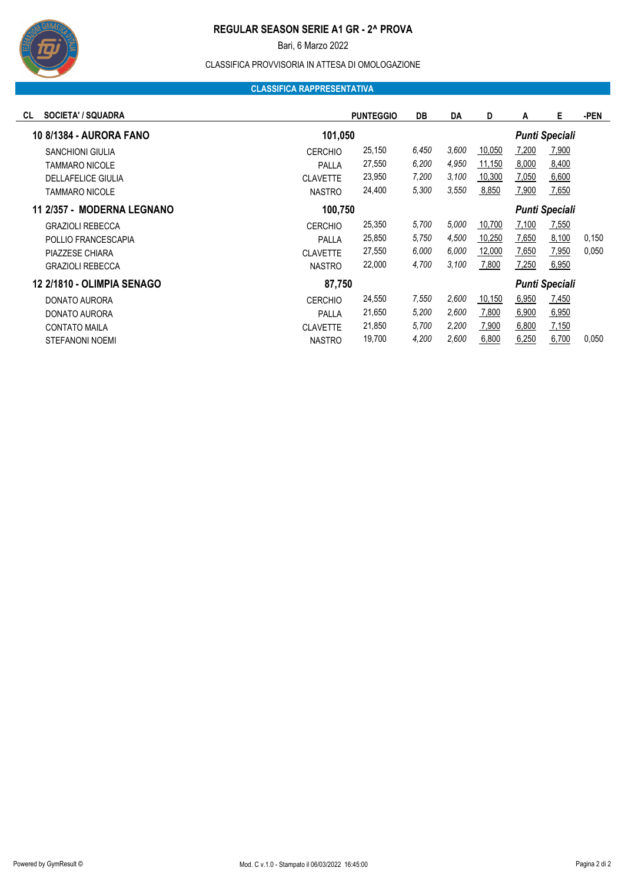# REGULAR SEASON SERIE A1 GR - 2^ PROVA

Bari, 6 Marzo 2022

CLASSIFICA PROVVISORIA IN ATTESA DI OMOLOGAZIONE

**CLASSIFICA RAPPRESENTATIVA**

| CL | SOCIETA' / SQUADRA | | PUNTEGGIO | DB | DA | D | A | E | -PEN |
|---|---|---|---|---|---|---|---|---|---|
| **10** | **8/1384 - AURORA FANO** | | **101,050** | | | | ***Punti Speciali*** | | |
| | SANCHIONI GIULIA | CERCHIO | 25,150 | *6,450* | *3,600* | 10,050 | 7,200 | 7,900 | |
| | TAMMARO NICOLE | PALLA | 27,550 | *6,200* | *4,950* | 11,150 | 8,000 | 8,400 | |
| | DELLAFELICE GIULIA | CLAVETTE | 23,950 | *7,200* | *3,100* | 10,300 | 7,050 | 6,600 | |
| | TAMMARO NICOLE | NASTRO | 24,400 | *5,300* | *3,550* | 8,850 | 7,900 | 7,650 | |
| **11** | **2/357 - MODERNA LEGNANO** | | **100,750** | | | | ***Punti Speciali*** | | |
| | GRAZIOLI REBECCA | CERCHIO | 25,350 | *5,700* | *5,000* | 10,700 | 7,100 | 7,550 | |
| | POLLIO FRANCESCAPIA | PALLA | 25,850 | *5,750* | *4,500* | 10,250 | 7,650 | 8,100 | 0,150 |
| | PIAZZESE CHIARA | CLAVETTE | 27,550 | *6,000* | *6,000* | 12,000 | 7,650 | 7,950 | 0,050 |
| | GRAZIOLI REBECCA | NASTRO | 22,000 | *4,700* | *3,100* | 7,800 | 7,250 | 6,950 | |
| **12** | **2/1810 - OLIMPIA SENAGO** | | **87,750** | | | | ***Punti Speciali*** | | |
| | DONATO AURORA | CERCHIO | 24,550 | *7,550* | *2,600* | 10,150 | 6,950 | 7,450 | |
| | DONATO AURORA | PALLA | 21,650 | *5,200* | *2,600* | 7,800 | 6,900 | 6,950 | |
| | CONTATO MAILA | CLAVETTE | 21,850 | *5,700* | *2,200* | 7,900 | 6,800 | 7,150 | |
| | STEFANONI NOEMI | NASTRO | 19,700 | *4,200* | *2,600* | 6,800 | 6,250 | 6,700 | 0,050 |

Powered by GymResult © — Mod. C v.1.0 - Stampato il 06/03/2022 16:45:00